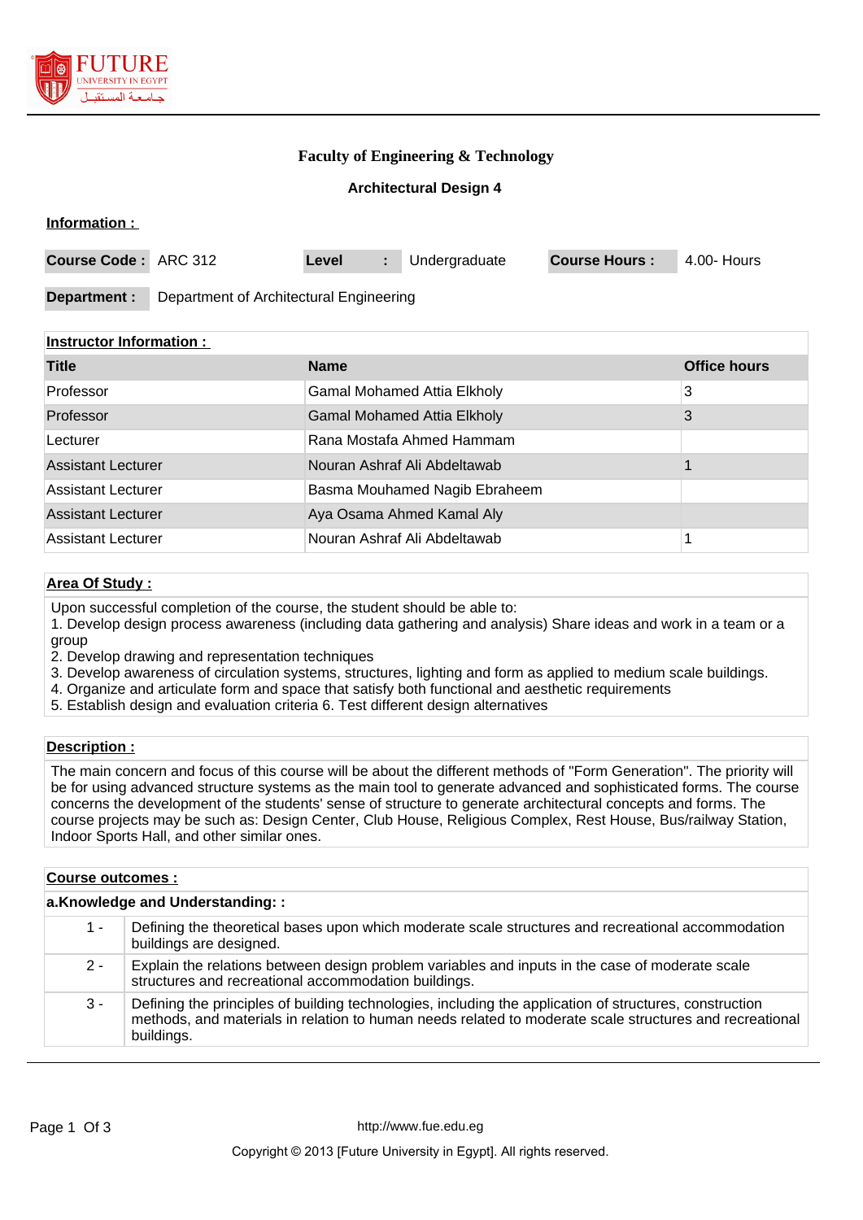# Faculty of Engineering & Technology

## Architectural Design 4

**Information :**

| **Course Code :** ARC 312 | **Level : ** Undergraduate | **Course Hours :** 4.00- Hours |
|---|---|---|

**Department :** Department of Architectural Engineering

**Instructor Information :**

| Title | Name | Office hours |
|---|---|---|
| Professor | Gamal Mohamed Attia Elkholy | 3 |
| Professor | Gamal Mohamed Attia Elkholy | 3 |
| Lecturer | Rana Mostafa Ahmed Hammam | |
| Assistant Lecturer | Nouran Ashraf Ali Abdeltawab | 1 |
| Assistant Lecturer | Basma Mouhamed Nagib Ebraheem | |
| Assistant Lecturer | Aya Osama Ahmed Kamal Aly | |
| Assistant Lecturer | Nouran Ashraf Ali Abdeltawab | 1 |

**Area Of Study :**

Upon successful completion of the course, the student should be able to:
1. Develop design process awareness (including data gathering and analysis) Share ideas and work in a team or a group
2. Develop drawing and representation techniques
3. Develop awareness of circulation systems, structures, lighting and form as applied to medium scale buildings.
4. Organize and articulate form and space that satisfy both functional and aesthetic requirements
5. Establish design and evaluation criteria 6. Test different design alternatives

**Description :**

The main concern and focus of this course will be about the different methods of "Form Generation". The priority will be for using advanced structure systems as the main tool to generate advanced and sophisticated forms. The course concerns the development of the students' sense of structure to generate architectural concepts and forms. The course projects may be such as: Design Center, Club House, Religious Complex, Rest House, Bus/railway Station, Indoor Sports Hall, and other similar ones.

**Course outcomes :**

**a.Knowledge and Understanding: :**

| | |
|---|---|
| 1 - | Defining the theoretical bases upon which moderate scale structures and recreational accommodation buildings are designed. |
| 2 - | Explain the relations between design problem variables and inputs in the case of moderate scale structures and recreational accommodation buildings. |
| 3 - | Defining the principles of building technologies, including the application of structures, construction methods, and materials in relation to human needs related to moderate scale structures and recreational buildings. |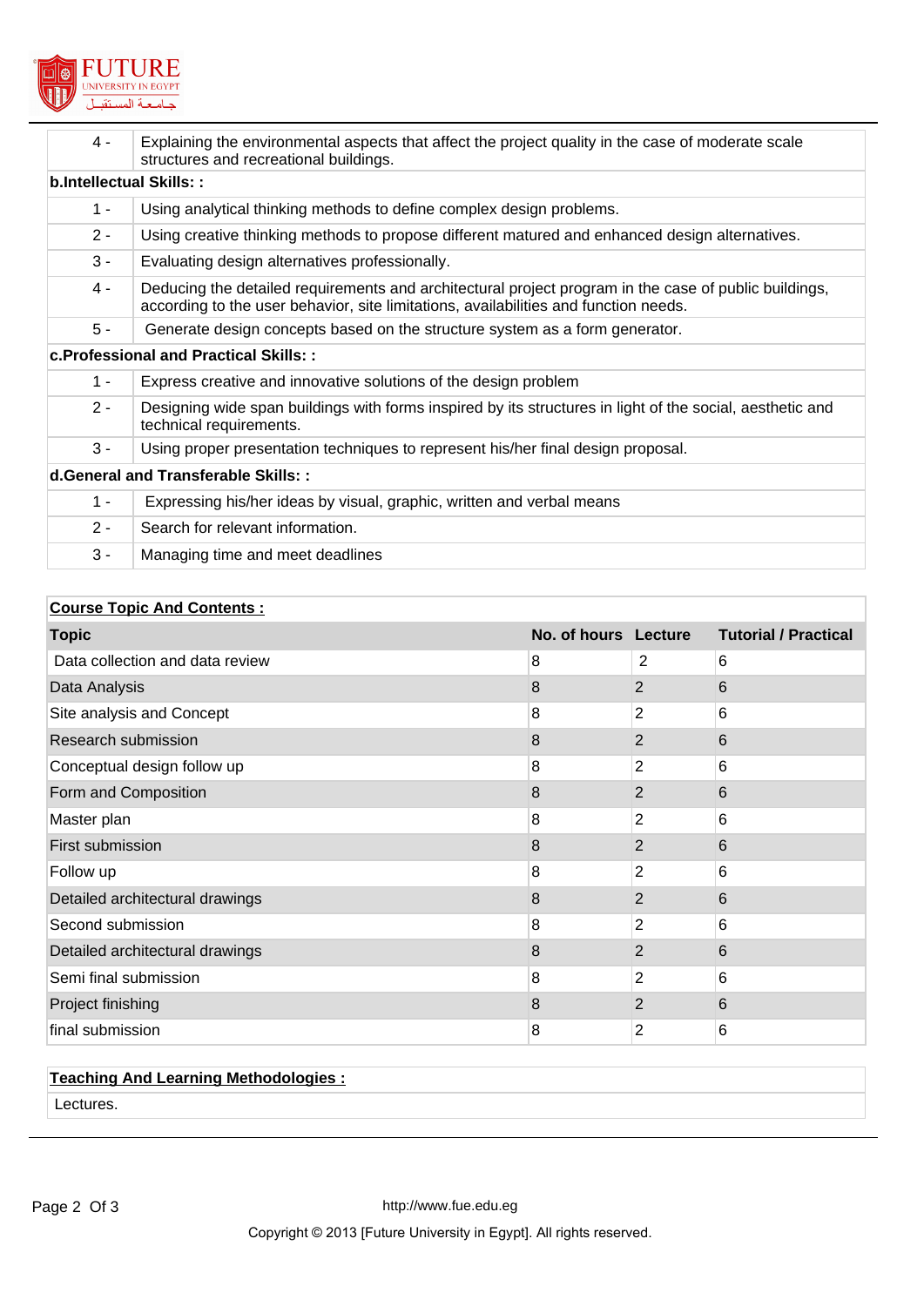| | |
|---|---|
| 4 - | Explaining the environmental aspects that affect the project quality in the case of moderate scale structures and recreational buildings. |
| **b.Intellectual Skills: :** | |
| 1 - | Using analytical thinking methods to define complex design problems. |
| 2 - | Using creative thinking methods to propose different matured and enhanced design alternatives. |
| 3 - | Evaluating design alternatives professionally. |
| 4 - | Deducing the detailed requirements and architectural project program in the case of public buildings, according to the user behavior, site limitations, availabilities and function needs. |
| 5 - | Generate design concepts based on the structure system as a form generator. |
| **c.Professional and Practical Skills: :** | |
| 1 - | Express creative and innovative solutions of the design problem |
| 2 - | Designing wide span buildings with forms inspired by its structures in light of the social, aesthetic and technical requirements. |
| 3 - | Using proper presentation techniques to represent his/her final design proposal. |
| **d.General and Transferable Skills: :** | |
| 1 - | Expressing his/her ideas by visual, graphic, written and verbal means |
| 2 - | Search for relevant information. |
| 3 - | Managing time and meet deadlines |

**Course Topic And Contents :**

| Topic | No. of hours | Lecture | Tutorial / Practical |
|---|---|---|---|
| Data collection and data review | 8 | 2 | 6 |
| Data Analysis | 8 | 2 | 6 |
| Site analysis and Concept | 8 | 2 | 6 |
| Research submission | 8 | 2 | 6 |
| Conceptual design follow up | 8 | 2 | 6 |
| Form and Composition | 8 | 2 | 6 |
| Master plan | 8 | 2 | 6 |
| First submission | 8 | 2 | 6 |
| Follow up | 8 | 2 | 6 |
| Detailed architectural drawings | 8 | 2 | 6 |
| Second submission | 8 | 2 | 6 |
| Detailed architectural drawings | 8 | 2 | 6 |
| Semi final submission | 8 | 2 | 6 |
| Project finishing | 8 | 2 | 6 |
| final submission | 8 | 2 | 6 |

**Teaching And Learning Methodologies :**

Lectures.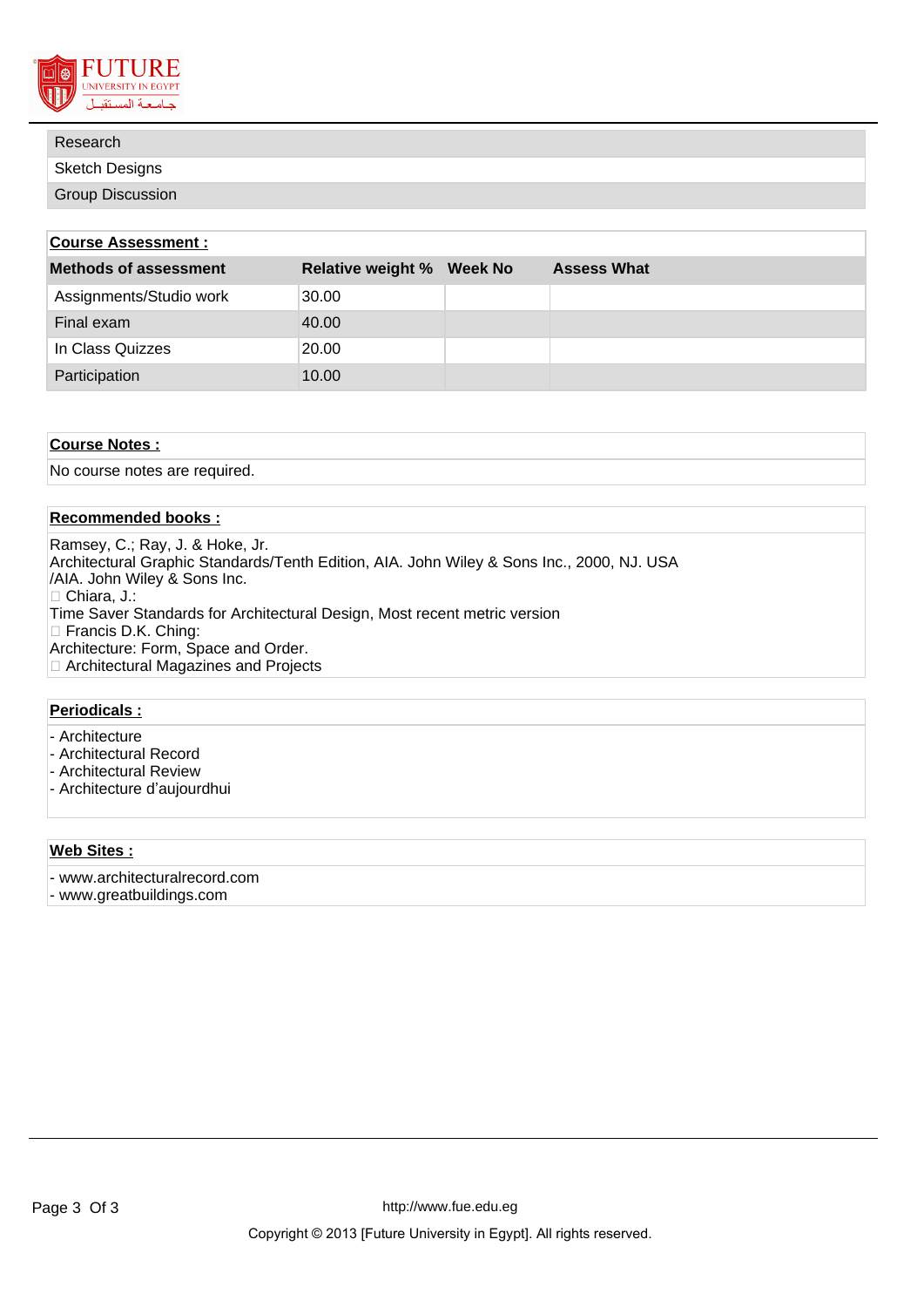| |
|---|
| Research |
| Sketch Designs |
| Group Discussion |

**Course Assessment :**

| Methods of assessment | Relative weight % | Week No | Assess What |
|---|---|---|---|
| Assignments/Studio work | 30.00 | | |
| Final exam | 40.00 | | |
| In Class Quizzes | 20.00 | | |
| Participation | 10.00 | | |

**Course Notes :**

No course notes are required.

**Recommended books :**

Ramsey, C.; Ray, J. & Hoke, Jr.
Architectural Graphic Standards/Tenth Edition, AIA. John Wiley & Sons Inc., 2000, NJ. USA
/AIA. John Wiley & Sons Inc.
 Chiara, J.:
Time Saver Standards for Architectural Design, Most recent metric version
 Francis D.K. Ching:
Architecture: Form, Space and Order.
 Architectural Magazines and Projects

**Periodicals :**

- Architecture
- Architectural Record
- Architectural Review
- Architecture d'aujourdhui

**Web Sites :**

- www.architecturalrecord.com
- www.greatbuildings.com